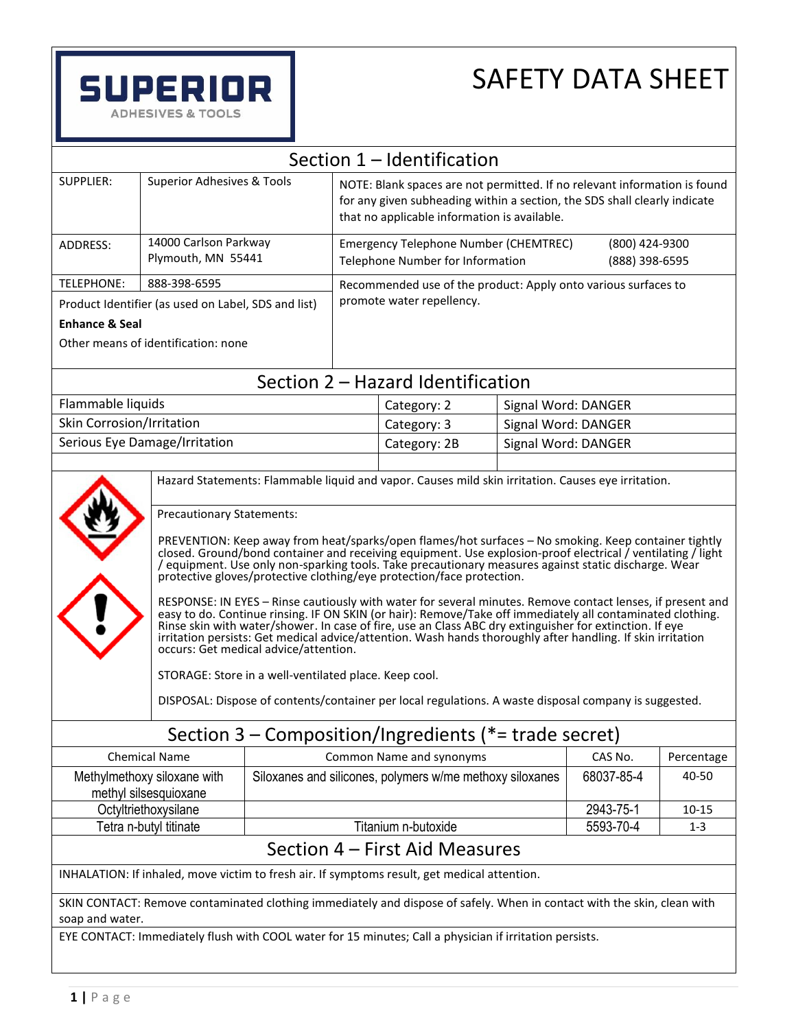# SUPERIOR ADHESIVES & TOOLS

# SAFETY DATA SHEET

## Section 1 – Identification

| | | |
|---|---|---|
| SUPPLIER: | Superior Adhesives & Tools | NOTE: Blank spaces are not permitted. If no relevant information is found for any given subheading within a section, the SDS shall clearly indicate that no applicable information is available. |
| ADDRESS: | 14000 Carlson Parkway<br>Plymouth, MN 55441 | Emergency Telephone Number (CHEMTREC) (800) 424-9300<br>Telephone Number for Information (888) 398-6595 |
| TELEPHONE: | 888-398-6595 | Recommended use of the product: Apply onto various surfaces to promote water repellency. |

Product Identifier (as used on Label, SDS and list)

**Enhance & Seal**

Other means of identification: none

## Section 2 – Hazard Identification

| | | |
|---|---|---|
| Flammable liquids | Category: 2 | Signal Word: DANGER |
| Skin Corrosion/Irritation | Category: 3 | Signal Word: DANGER |
| Serious Eye Damage/Irritation | Category: 2B | Signal Word: DANGER |

Hazard Statements: Flammable liquid and vapor. Causes mild skin irritation. Causes eye irritation.

Precautionary Statements:

PREVENTION: Keep away from heat/sparks/open flames/hot surfaces – No smoking. Keep container tightly closed. Ground/bond container and receiving equipment. Use explosion-proof electrical / ventilating / light / equipment. Use only non-sparking tools. Take precautionary measures against static discharge. Wear protective gloves/protective clothing/eye protection/face protection.

RESPONSE: IN EYES – Rinse cautiously with water for several minutes. Remove contact lenses, if present and easy to do. Continue rinsing. IF ON SKIN (or hair): Remove/Take off immediately all contaminated clothing. Rinse skin with water/shower. In case of fire, use an Class ABC dry extinguisher for extinction. If eye irritation persists: Get medical advice/attention. Wash hands thoroughly after handling. If skin irritation occurs: Get medical advice/attention.

STORAGE: Store in a well-ventilated place. Keep cool.

DISPOSAL: Dispose of contents/container per local regulations. A waste disposal company is suggested.

## Section 3 – Composition/Ingredients (*= trade secret)

| Chemical Name | Common Name and synonyms | CAS No. | Percentage |
|---|---|---|---|
| Methylmethoxy siloxane with methyl silsesquioxane | Siloxanes and silicones, polymers w/me methoxy siloxanes | 68037-85-4 | 40-50 |
| Octyltriethoxysilane | | 2943-75-1 | 10-15 |
| Tetra n-butyl titinate | Titanium n-butoxide | 5593-70-4 | 1-3 |

## Section 4 – First Aid Measures

INHALATION: If inhaled, move victim to fresh air. If symptoms result, get medical attention.

SKIN CONTACT: Remove contaminated clothing immediately and dispose of safely. When in contact with the skin, clean with soap and water.

EYE CONTACT: Immediately flush with COOL water for 15 minutes; Call a physician if irritation persists.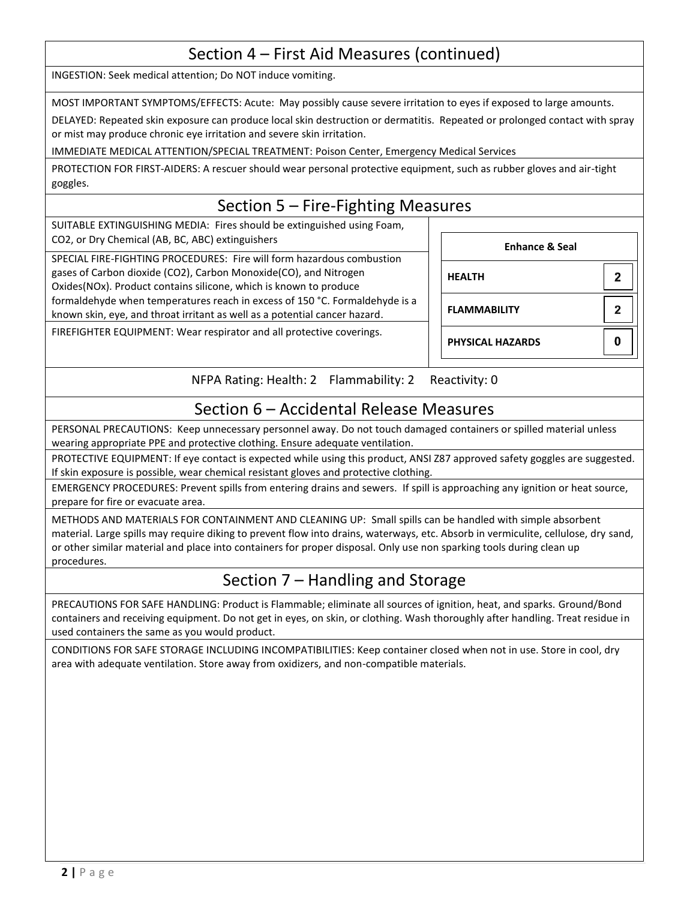## Section 4 – First Aid Measures (continued)

INGESTION: Seek medical attention; Do NOT induce vomiting.

MOST IMPORTANT SYMPTOMS/EFFECTS: Acute: May possibly cause severe irritation to eyes if exposed to large amounts.

DELAYED: Repeated skin exposure can produce local skin destruction or dermatitis. Repeated or prolonged contact with spray or mist may produce chronic eye irritation and severe skin irritation.

IMMEDIATE MEDICAL ATTENTION/SPECIAL TREATMENT: Poison Center, Emergency Medical Services

PROTECTION FOR FIRST-AIDERS: A rescuer should wear personal protective equipment, such as rubber gloves and air-tight goggles.

## Section 5 – Fire-Fighting Measures

SUITABLE EXTINGUISHING MEDIA: Fires should be extinguished using Foam, $CO_2$, or Dry Chemical (AB, BC, ABC) extinguishers

SPECIAL FIRE-FIGHTING PROCEDURES: Fire will form hazardous combustion gases of Carbon dioxide ($CO_2$), Carbon Monoxide(CO), and Nitrogen Oxides($NO_x$). Product contains silicone, which is known to produce formaldehyde when temperatures reach in excess of 150 °C. Formaldehyde is a known skin, eye, and throat irritant as well as a potential cancer hazard.

FIREFIGHTER EQUIPMENT: Wear respirator and all protective coverings.

| Enhance & Seal | |
|---|---|
| **HEALTH** | 2 |
| **FLAMMABILITY** | 2 |
| **PHYSICAL HAZARDS** | 0 |

NFPA Rating: Health: 2 Flammability: 2 Reactivity: 0

## Section 6 – Accidental Release Measures

PERSONAL PRECAUTIONS: Keep unnecessary personnel away. Do not touch damaged containers or spilled material unless wearing appropriate PPE and protective clothing. Ensure adequate ventilation.

PROTECTIVE EQUIPMENT: If eye contact is expected while using this product, ANSI Z87 approved safety goggles are suggested. If skin exposure is possible, wear chemical resistant gloves and protective clothing.

EMERGENCY PROCEDURES: Prevent spills from entering drains and sewers. If spill is approaching any ignition or heat source, prepare for fire or evacuate area.

METHODS AND MATERIALS FOR CONTAINMENT AND CLEANING UP: Small spills can be handled with simple absorbent material. Large spills may require diking to prevent flow into drains, waterways, etc. Absorb in vermiculite, cellulose, dry sand, or other similar material and place into containers for proper disposal. Only use non sparking tools during clean up procedures.

## Section 7 – Handling and Storage

PRECAUTIONS FOR SAFE HANDLING: Product is Flammable; eliminate all sources of ignition, heat, and sparks. Ground/Bond containers and receiving equipment. Do not get in eyes, on skin, or clothing. Wash thoroughly after handling. Treat residue in used containers the same as you would product.

CONDITIONS FOR SAFE STORAGE INCLUDING INCOMPATIBILITIES: Keep container closed when not in use. Store in cool, dry area with adequate ventilation. Store away from oxidizers, and non-compatible materials.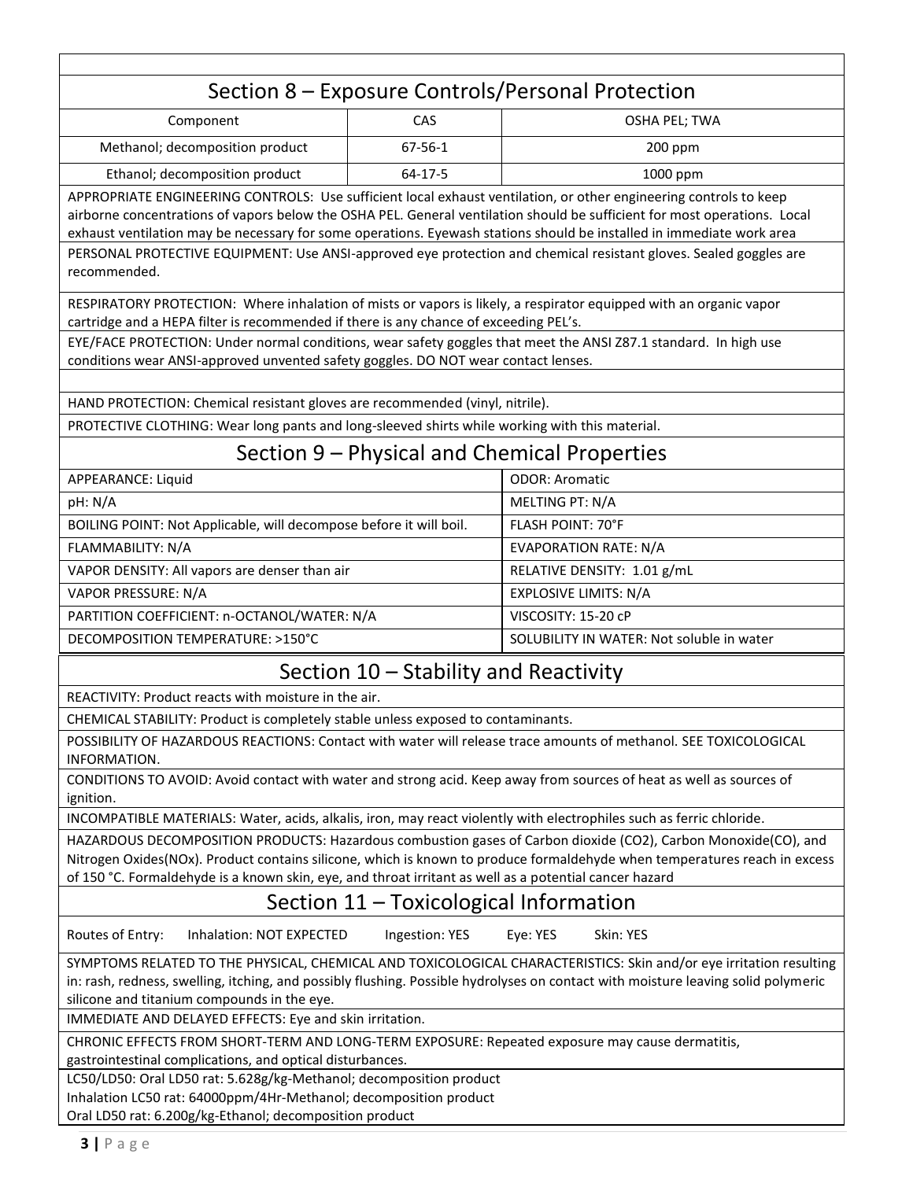## Section 8 – Exposure Controls/Personal Protection

| Component | CAS | OSHA PEL; TWA |
|---|---|---|
| Methanol; decomposition product | 67-56-1 | 200 ppm |
| Ethanol; decomposition product | 64-17-5 | 1000 ppm |

APPROPRIATE ENGINEERING CONTROLS: Use sufficient local exhaust ventilation, or other engineering controls to keep airborne concentrations of vapors below the OSHA PEL. General ventilation should be sufficient for most operations. Local exhaust ventilation may be necessary for some operations. Eyewash stations should be installed in immediate work area

PERSONAL PROTECTIVE EQUIPMENT: Use ANSI-approved eye protection and chemical resistant gloves. Sealed goggles are recommended.

RESPIRATORY PROTECTION: Where inhalation of mists or vapors is likely, a respirator equipped with an organic vapor cartridge and a HEPA filter is recommended if there is any chance of exceeding PEL's.

EYE/FACE PROTECTION: Under normal conditions, wear safety goggles that meet the ANSI Z87.1 standard. In high use conditions wear ANSI-approved unvented safety goggles. DO NOT wear contact lenses.

HAND PROTECTION: Chemical resistant gloves are recommended (vinyl, nitrile).

PROTECTIVE CLOTHING: Wear long pants and long-sleeved shirts while working with this material.

## Section 9 – Physical and Chemical Properties

| | |
|---|---|
| APPEARANCE: Liquid | ODOR: Aromatic |
| pH: N/A | MELTING PT: N/A |
| BOILING POINT: Not Applicable, will decompose before it will boil. | FLASH POINT: 70°F |
| FLAMMABILITY: N/A | EVAPORATION RATE: N/A |
| VAPOR DENSITY: All vapors are denser than air | RELATIVE DENSITY: 1.01 g/mL |
| VAPOR PRESSURE: N/A | EXPLOSIVE LIMITS: N/A |
| PARTITION COEFFICIENT: n-OCTANOL/WATER: N/A | VISCOSITY: 15-20 cP |
| DECOMPOSITION TEMPERATURE: >150°C | SOLUBILITY IN WATER: Not soluble in water |

## Section 10 – Stability and Reactivity

REACTIVITY: Product reacts with moisture in the air.

CHEMICAL STABILITY: Product is completely stable unless exposed to contaminants.

POSSIBILITY OF HAZARDOUS REACTIONS: Contact with water will release trace amounts of methanol. SEE TOXICOLOGICAL INFORMATION.

CONDITIONS TO AVOID: Avoid contact with water and strong acid. Keep away from sources of heat as well as sources of ignition.

INCOMPATIBLE MATERIALS: Water, acids, alkalis, iron, may react violently with electrophiles such as ferric chloride.

HAZARDOUS DECOMPOSITION PRODUCTS: Hazardous combustion gases of Carbon dioxide ($CO_2$), Carbon Monoxide(CO), and Nitrogen Oxides($NO_x$). Product contains silicone, which is known to produce formaldehyde when temperatures reach in excess of 150 °C. Formaldehyde is a known skin, eye, and throat irritant as well as a potential cancer hazard

## Section 11 – Toxicological Information

Routes of Entry: Inhalation: NOT EXPECTED Ingestion: YES Eye: YES Skin: YES

SYMPTOMS RELATED TO THE PHYSICAL, CHEMICAL AND TOXICOLOGICAL CHARACTERISTICS: Skin and/or eye irritation resulting in: rash, redness, swelling, itching, and possibly flushing. Possible hydrolyses on contact with moisture leaving solid polymeric silicone and titanium compounds in the eye.

IMMEDIATE AND DELAYED EFFECTS: Eye and skin irritation.

CHRONIC EFFECTS FROM SHORT-TERM AND LONG-TERM EXPOSURE: Repeated exposure may cause dermatitis, gastrointestinal complications, and optical disturbances.

LC50/LD50: Oral LD50 rat: 5.628g/kg-Methanol; decomposition product
Inhalation LC50 rat: 64000ppm/4Hr-Methanol; decomposition product
Oral LD50 rat: 6.200g/kg-Ethanol; decomposition product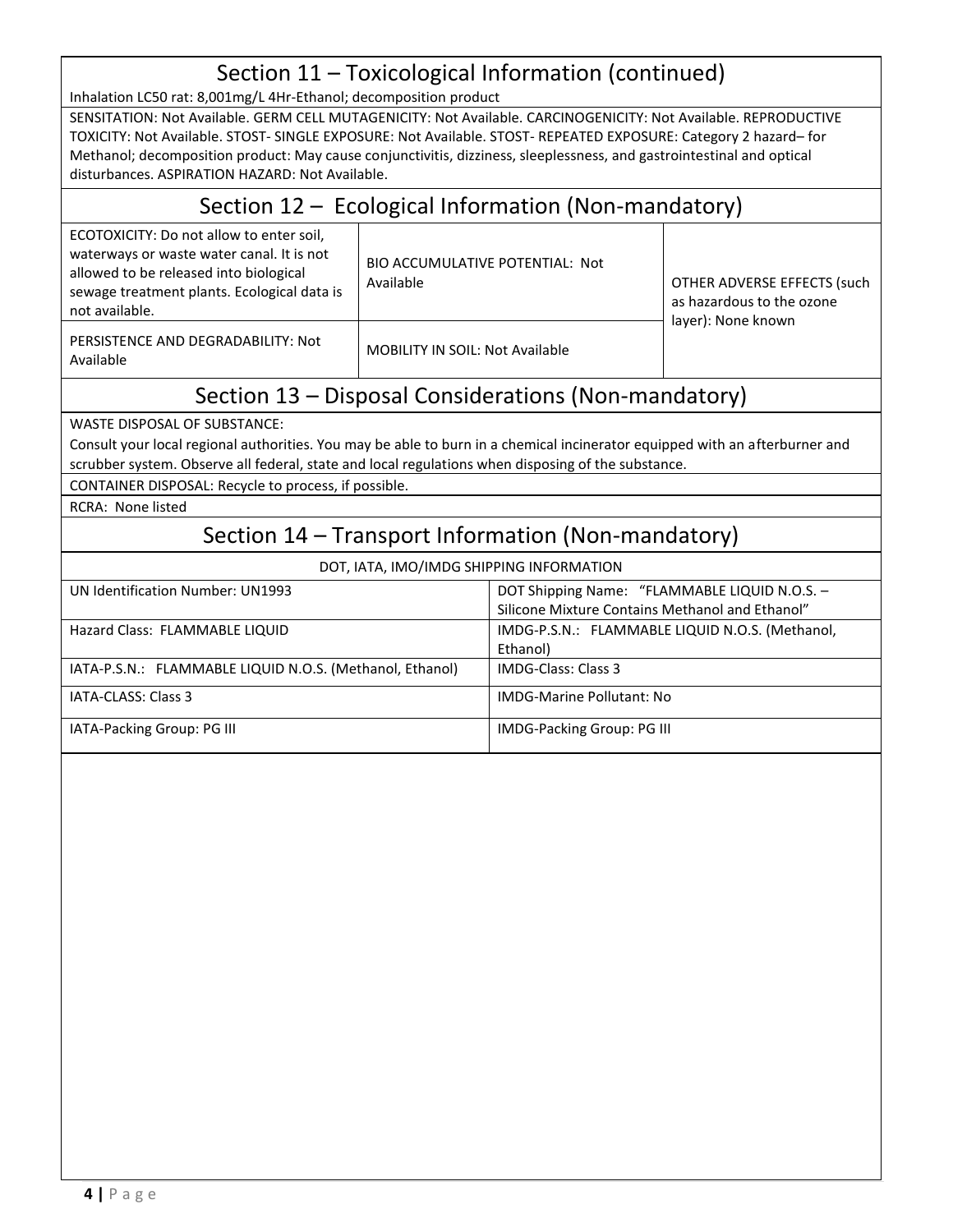## Section 11 – Toxicological Information (continued)

Inhalation LC50 rat: 8,001mg/L 4Hr-Ethanol; decomposition product

SENSITATION: Not Available. GERM CELL MUTAGENICITY: Not Available. CARCINOGENICITY: Not Available. REPRODUCTIVE TOXICITY: Not Available. STOST- SINGLE EXPOSURE: Not Available. STOST- REPEATED EXPOSURE: Category 2 hazard– for Methanol; decomposition product: May cause conjunctivitis, dizziness, sleeplessness, and gastrointestinal and optical disturbances. ASPIRATION HAZARD: Not Available.

## Section 12 – Ecological Information (Non-mandatory)

| | | |
|---|---|---|
| ECOTOXICITY: Do not allow to enter soil, waterways or waste water canal. It is not allowed to be released into biological sewage treatment plants. Ecological data is not available. | BIO ACCUMULATIVE POTENTIAL: Not Available | OTHER ADVERSE EFFECTS (such as hazardous to the ozone layer): None known |
| PERSISTENCE AND DEGRADABILITY: Not Available | MOBILITY IN SOIL: Not Available | |

## Section 13 – Disposal Considerations (Non-mandatory)

WASTE DISPOSAL OF SUBSTANCE:
Consult your local regional authorities. You may be able to burn in a chemical incinerator equipped with an afterburner and scrubber system. Observe all federal, state and local regulations when disposing of the substance.

CONTAINER DISPOSAL: Recycle to process, if possible.

RCRA: None listed

## Section 14 – Transport Information (Non-mandatory)

| DOT, IATA, IMO/IMDG SHIPPING INFORMATION | |
|---|---|
| UN Identification Number: UN1993 | DOT Shipping Name: "FLAMMABLE LIQUID N.O.S. – Silicone Mixture Contains Methanol and Ethanol" |
| Hazard Class: FLAMMABLE LIQUID | IMDG-P.S.N.: FLAMMABLE LIQUID N.O.S. (Methanol, Ethanol) |
| IATA-P.S.N.: FLAMMABLE LIQUID N.O.S. (Methanol, Ethanol) | IMDG-Class: Class 3 |
| IATA-CLASS: Class 3 | IMDG-Marine Pollutant: No |
| IATA-Packing Group: PG III | IMDG-Packing Group: PG III |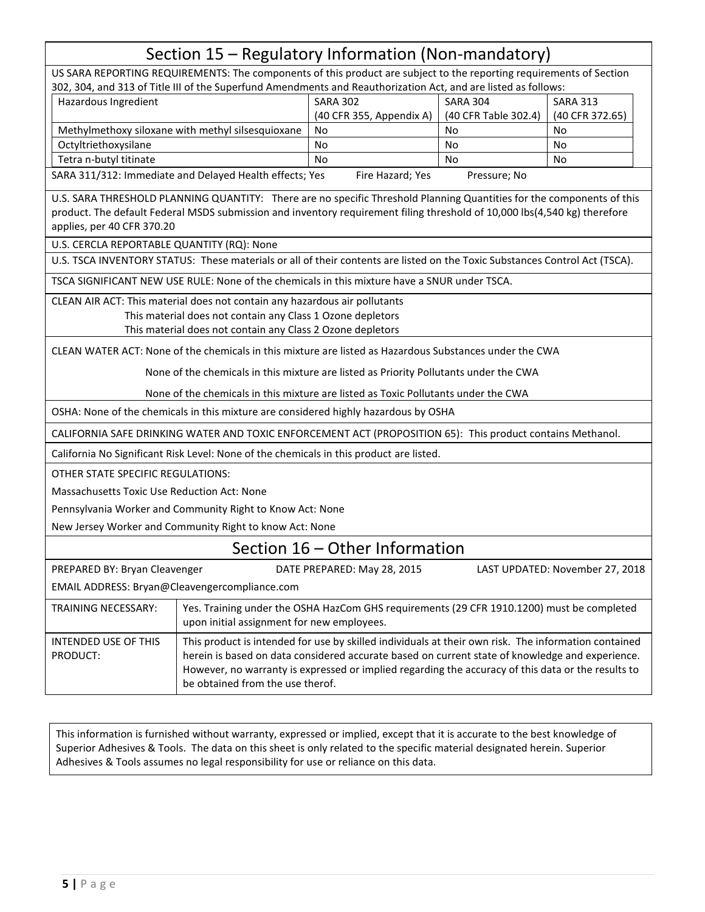# Section 15 – Regulatory Information (Non-mandatory)

US SARA REPORTING REQUIREMENTS: The components of this product are subject to the reporting requirements of Section 302, 304, and 313 of Title III of the Superfund Amendments and Reauthorization Act, and are listed as follows:

| Hazardous Ingredient | SARA 302 (40 CFR 355, Appendix A) | SARA 304 (40 CFR Table 302.4) | SARA 313 (40 CFR 372.65) |
|---|---|---|---|
| Methylmethoxy siloxane with methyl silsesquioxane | No | No | No |
| Octyltriethoxysilane | No | No | No |
| Tetra n-butyl titinate | No | No | No |

SARA 311/312: Immediate and Delayed Health effects; Yes     Fire Hazard; Yes     Pressure; No

U.S. SARA THRESHOLD PLANNING QUANTITY: There are no specific Threshold Planning Quantities for the components of this product. The default Federal MSDS submission and inventory requirement filing threshold of 10,000 lbs(4,540 kg) therefore applies, per 40 CFR 370.20

U.S. CERCLA REPORTABLE QUANTITY (RQ): None

U.S. TSCA INVENTORY STATUS: These materials or all of their contents are listed on the Toxic Substances Control Act (TSCA).

TSCA SIGNIFICANT NEW USE RULE: None of the chemicals in this mixture have a SNUR under TSCA.

CLEAN AIR ACT: This material does not contain any hazardous air pollutants
This material does not contain any Class 1 Ozone depletors
This material does not contain any Class 2 Ozone depletors

CLEAN WATER ACT: None of the chemicals in this mixture are listed as Hazardous Substances under the CWA

None of the chemicals in this mixture are listed as Priority Pollutants under the CWA

None of the chemicals in this mixture are listed as Toxic Pollutants under the CWA

OSHA: None of the chemicals in this mixture are considered highly hazardous by OSHA

CALIFORNIA SAFE DRINKING WATER AND TOXIC ENFORCEMENT ACT (PROPOSITION 65): This product contains Methanol.

California No Significant Risk Level: None of the chemicals in this product are listed.

OTHER STATE SPECIFIC REGULATIONS:

Massachusetts Toxic Use Reduction Act: None

Pennsylvania Worker and Community Right to Know Act: None

New Jersey Worker and Community Right to know Act: None

# Section 16 – Other Information

PREPARED BY: Bryan Cleavenger     DATE PREPARED: May 28, 2015     LAST UPDATED: November 27, 2018

EMAIL ADDRESS: Bryan@Cleavengercompliance.com

| | |
|---|---|
| TRAINING NECESSARY: | Yes. Training under the OSHA HazCom GHS requirements (29 CFR 1910.1200) must be completed upon initial assignment for new employees. |
| INTENDED USE OF THIS PRODUCT: | This product is intended for use by skilled individuals at their own risk. The information contained herein is based on data considered accurate based on current state of knowledge and experience. However, no warranty is expressed or implied regarding the accuracy of this data or the results to be obtained from the use therof. |

This information is furnished without warranty, expressed or implied, except that it is accurate to the best knowledge of Superior Adhesives & Tools. The data on this sheet is only related to the specific material designated herein. Superior Adhesives & Tools assumes no legal responsibility for use or reliance on this data.